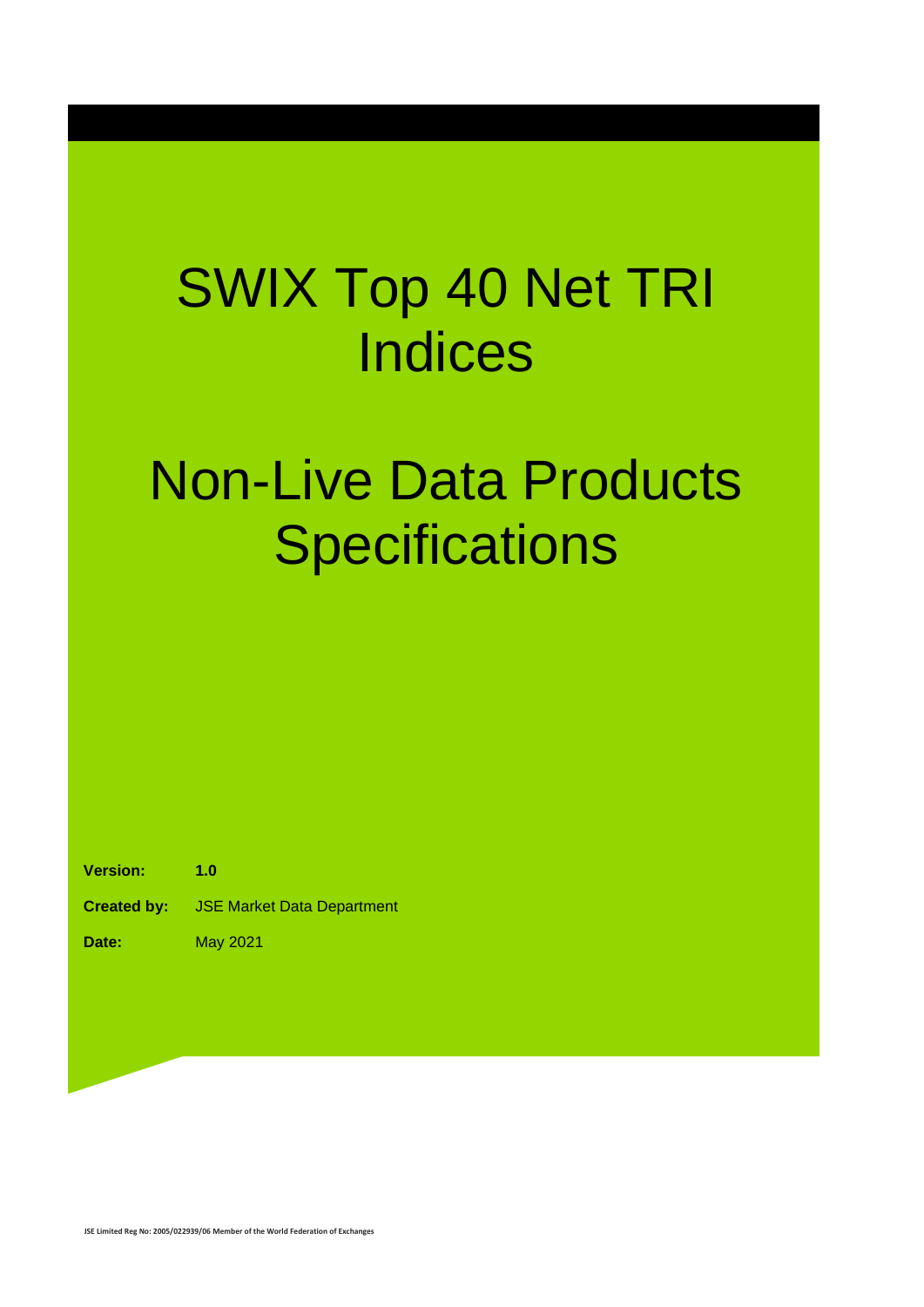# SWIX Top 40 Net TRI Indices

# Non-Live Data Products Specifications

**Version:** **1.0**

**Created by:** JSE Market Data Department

**Date:** May 2021

JSE Limited Reg No: 2005/022939/06 Member of the World Federation of Exchanges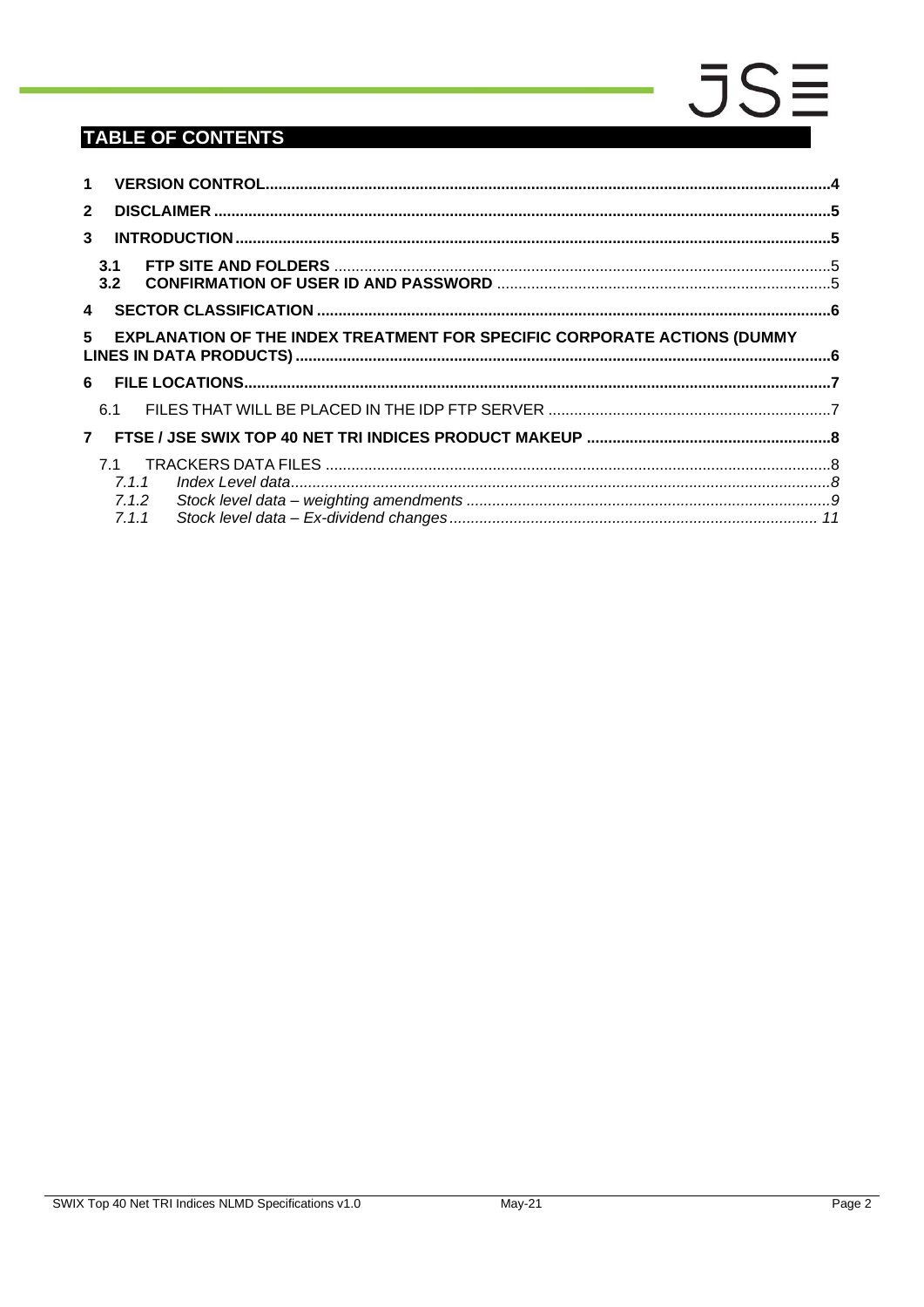# TABLE OF CONTENTS

**1 VERSION CONTROL** .....4

**2 DISCLAIMER** .....5

**3 INTRODUCTION** .....5

- **3.1 FTP SITE AND FOLDERS** .....5
- **3.2 CONFIRMATION OF USER ID AND PASSWORD** .....5

**4 SECTOR CLASSIFICATION** .....6

**5 EXPLANATION OF THE INDEX TREATMENT FOR SPECIFIC CORPORATE ACTIONS (DUMMY LINES IN DATA PRODUCTS)** .....6

**6 FILE LOCATIONS** .....7

- 6.1 FILES THAT WILL BE PLACED IN THE IDP FTP SERVER .....7

**7 FTSE / JSE SWIX TOP 40 NET TRI INDICES PRODUCT MAKEUP** .....8

- 7.1 TRACKERS DATA FILES .....8
  - *7.1.1 Index Level data* .....8
  - *7.1.2 Stock level data – weighting amendments* .....9
  - *7.1.1 Stock level data – Ex-dividend changes* .....11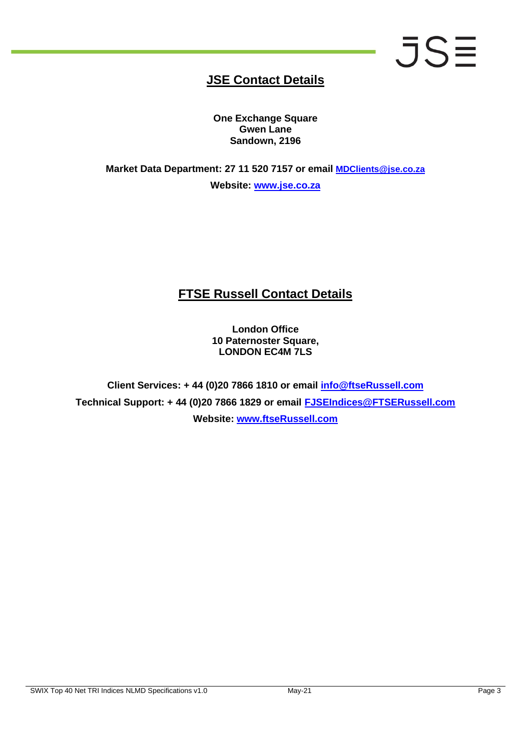## JSE Contact Details

**One Exchange Square**
**Gwen Lane**
**Sandown, 2196**

**Market Data Department: 27 11 520 7157 or email [MDClients@jse.co.za](mailto:MDClients@jse.co.za)**

**Website: [www.jse.co.za](http://www.jse.co.za)**

## FTSE Russell Contact Details

**London Office**
**10 Paternoster Square,**
**LONDON EC4M 7LS**

**Client Services: + 44 (0)20 7866 1810 or email [info@ftseRussell.com](mailto:info@ftseRussell.com)**

**Technical Support: + 44 (0)20 7866 1829 or email [FJSEIndices@FTSERussell.com](mailto:FJSEIndices@FTSERussell.com)**

**Website: [www.ftseRussell.com](http://www.ftseRussell.com)**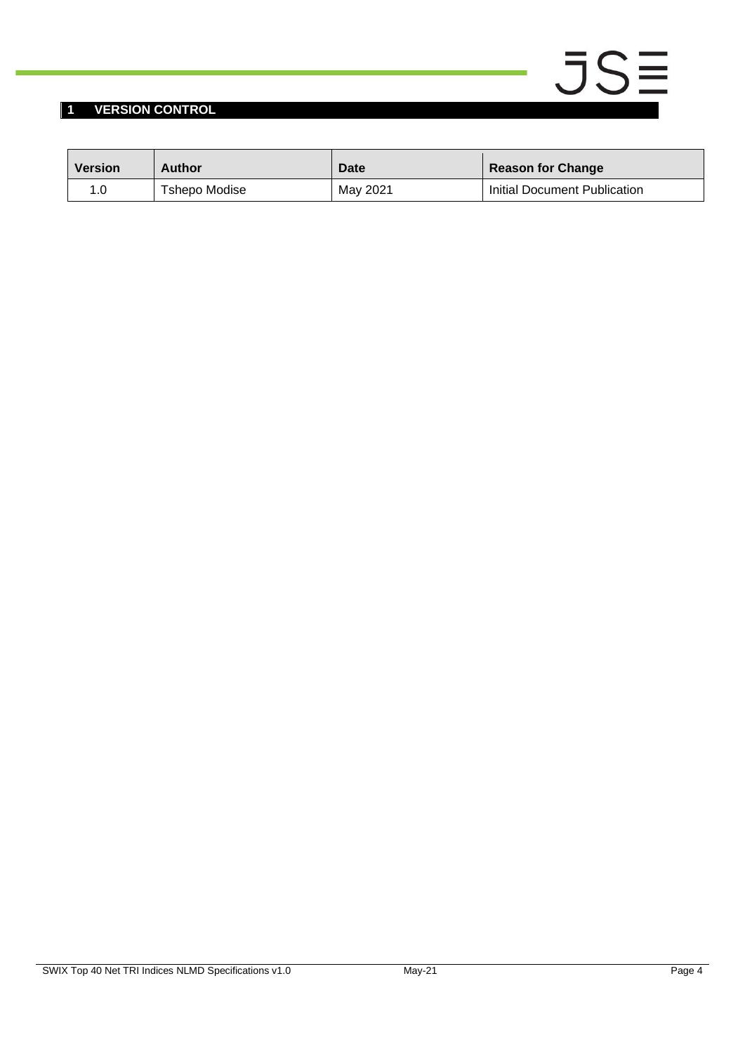# 1 VERSION CONTROL

| Version | Author | Date | Reason for Change |
|---|---|---|---|
| 1.0 | Tshepo Modise | May 2021 | Initial Document Publication |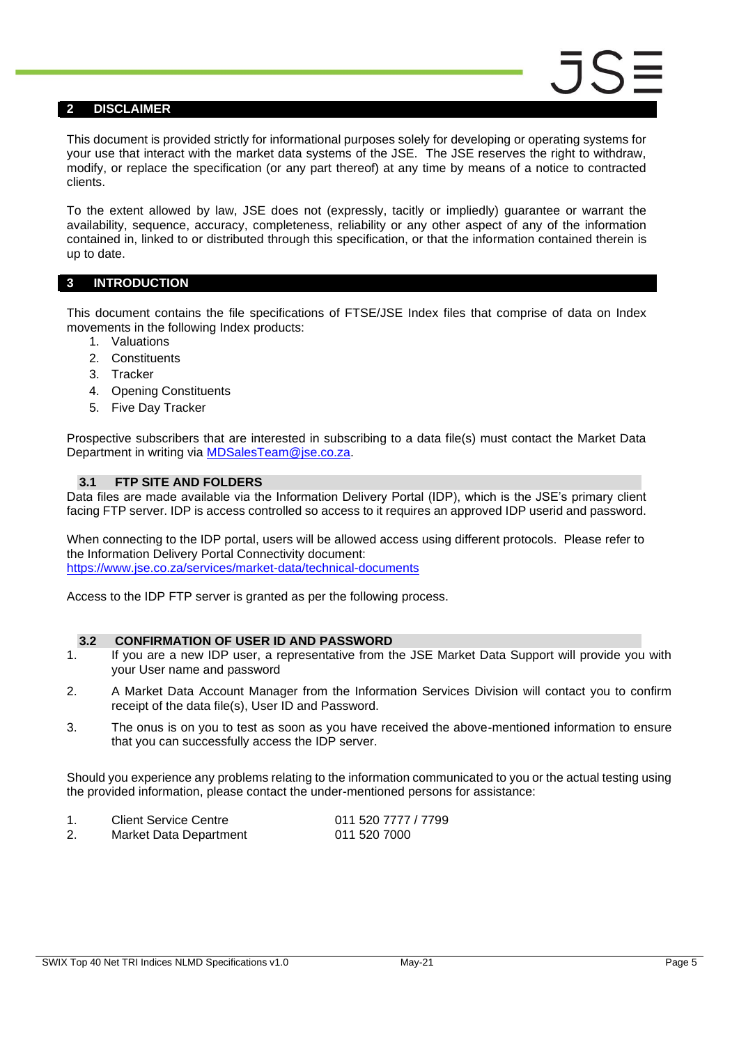## 2 DISCLAIMER

This document is provided strictly for informational purposes solely for developing or operating systems for your use that interact with the market data systems of the JSE. The JSE reserves the right to withdraw, modify, or replace the specification (or any part thereof) at any time by means of a notice to contracted clients.

To the extent allowed by law, JSE does not (expressly, tacitly or impliedly) guarantee or warrant the availability, sequence, accuracy, completeness, reliability or any other aspect of any of the information contained in, linked to or distributed through this specification, or that the information contained therein is up to date.

## 3 INTRODUCTION

This document contains the file specifications of FTSE/JSE Index files that comprise of data on Index movements in the following Index products:

1. Valuations
2. Constituents
3. Tracker
4. Opening Constituents
5. Five Day Tracker

Prospective subscribers that are interested in subscribing to a data file(s) must contact the Market Data Department in writing via [MDSalesTeam@jse.co.za](mailto:MDSalesTeam@jse.co.za).

### 3.1 FTP SITE AND FOLDERS

Data files are made available via the Information Delivery Portal (IDP), which is the JSE's primary client facing FTP server. IDP is access controlled so access to it requires an approved IDP userid and password.

When connecting to the IDP portal, users will be allowed access using different protocols. Please refer to the Information Delivery Portal Connectivity document:
[https://www.jse.co.za/services/market-data/technical-documents](https://www.jse.co.za/services/market-data/technical-documents)

Access to the IDP FTP server is granted as per the following process.

### 3.2 CONFIRMATION OF USER ID AND PASSWORD

1. If you are a new IDP user, a representative from the JSE Market Data Support will provide you with your User name and password
2. A Market Data Account Manager from the Information Services Division will contact you to confirm receipt of the data file(s), User ID and Password.
3. The onus is on you to test as soon as you have received the above-mentioned information to ensure that you can successfully access the IDP server.

Should you experience any problems relating to the information communicated to you or the actual testing using the provided information, please contact the under-mentioned persons for assistance:

| | | |
|---|---|---|
| 1. | Client Service Centre | 011 520 7777 / 7799 |
| 2. | Market Data Department | 011 520 7000 |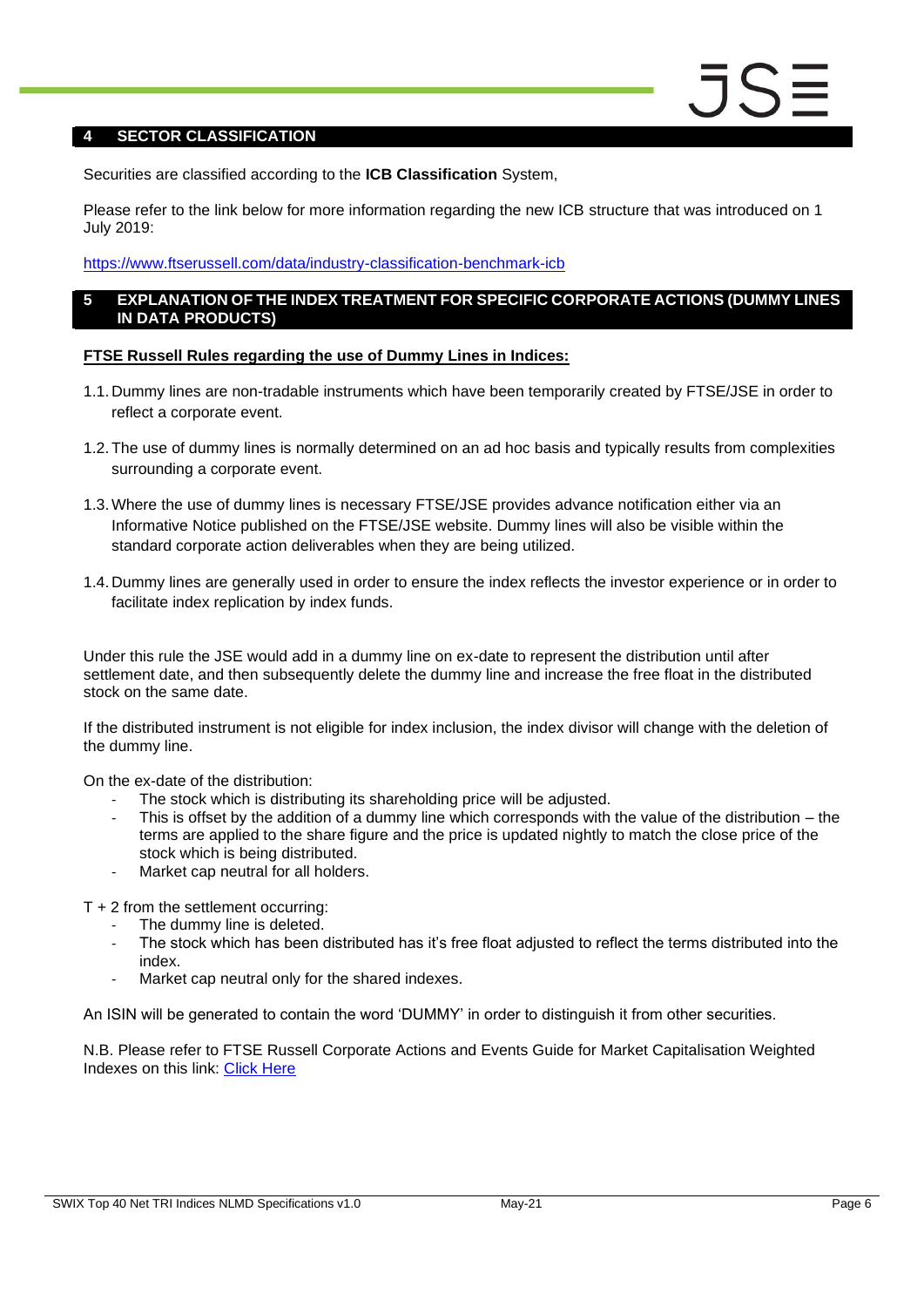## 4 SECTOR CLASSIFICATION

Securities are classified according to the **ICB Classification** System,

Please refer to the link below for more information regarding the new ICB structure that was introduced on 1 July 2019:

https://www.ftserussell.com/data/industry-classification-benchmark-icb

## 5 EXPLANATION OF THE INDEX TREATMENT FOR SPECIFIC CORPORATE ACTIONS (DUMMY LINES IN DATA PRODUCTS)

**FTSE Russell Rules regarding the use of Dummy Lines in Indices:**

1.1. Dummy lines are non-tradable instruments which have been temporarily created by FTSE/JSE in order to reflect a corporate event.

1.2. The use of dummy lines is normally determined on an ad hoc basis and typically results from complexities surrounding a corporate event.

1.3. Where the use of dummy lines is necessary FTSE/JSE provides advance notification either via an Informative Notice published on the FTSE/JSE website. Dummy lines will also be visible within the standard corporate action deliverables when they are being utilized.

1.4. Dummy lines are generally used in order to ensure the index reflects the investor experience or in order to facilitate index replication by index funds.

Under this rule the JSE would add in a dummy line on ex-date to represent the distribution until after settlement date, and then subsequently delete the dummy line and increase the free float in the distributed stock on the same date.

If the distributed instrument is not eligible for index inclusion, the index divisor will change with the deletion of the dummy line.

On the ex-date of the distribution:

- The stock which is distributing its shareholding price will be adjusted.
- This is offset by the addition of a dummy line which corresponds with the value of the distribution – the terms are applied to the share figure and the price is updated nightly to match the close price of the stock which is being distributed.
- Market cap neutral for all holders.

T + 2 from the settlement occurring:

- The dummy line is deleted.
- The stock which has been distributed has it's free float adjusted to reflect the terms distributed into the index.
- Market cap neutral only for the shared indexes.

An ISIN will be generated to contain the word 'DUMMY' in order to distinguish it from other securities.

N.B. Please refer to FTSE Russell Corporate Actions and Events Guide for Market Capitalisation Weighted Indexes on this link: Click Here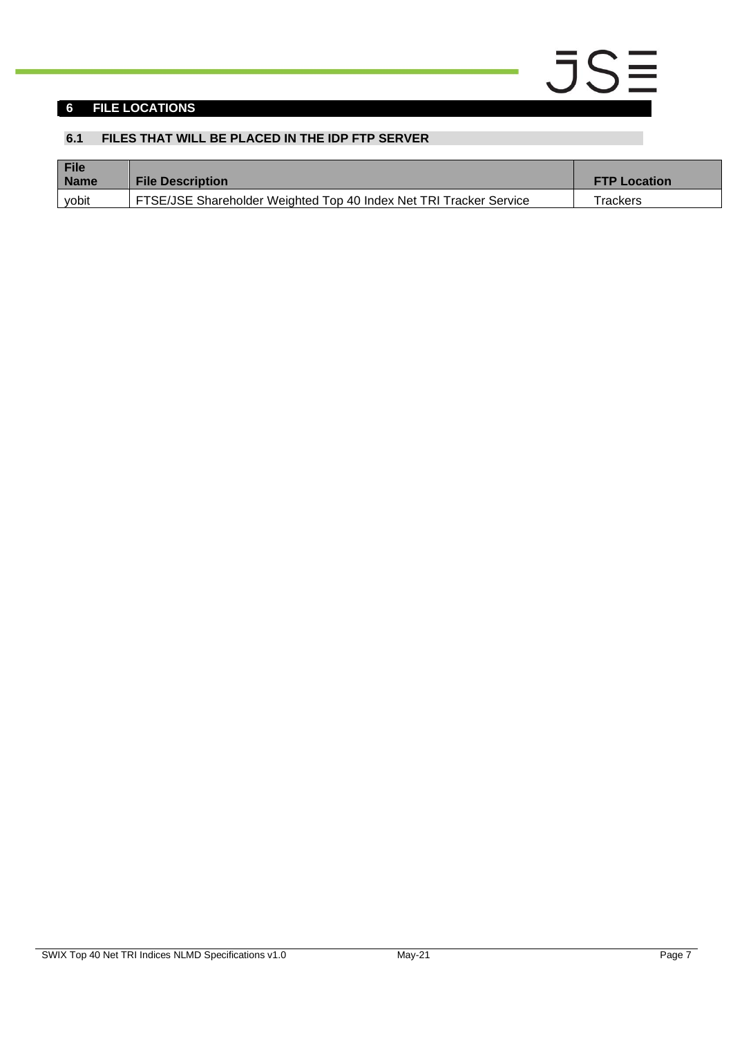# 6 FILE LOCATIONS

## 6.1 FILES THAT WILL BE PLACED IN THE IDP FTP SERVER

| File Name | File Description | FTP Location |
|---|---|---|
| yobit | FTSE/JSE Shareholder Weighted Top 40 Index Net TRI Tracker Service | Trackers |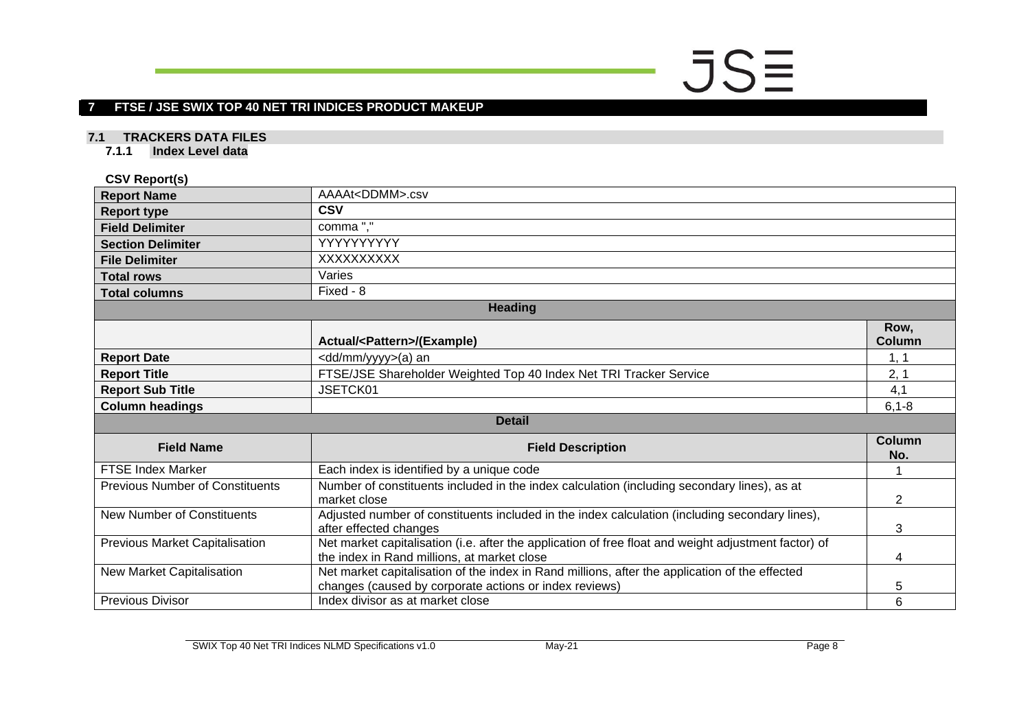# 7 FTSE / JSE SWIX TOP 40 NET TRI INDICES PRODUCT MAKEUP

## 7.1 TRACKERS DATA FILES

### 7.1.1 Index Level data

**CSV Report(s)**

| **Report Name** | AAAAt<DDMM>.csv | |
|---|---|---|
| **Report type** | **CSV** | |
| **Field Delimiter** | comma "," | |
| **Section Delimiter** | YYYYYYYYYY | |
| **File Delimiter** | XXXXXXXXXX | |
| **Total rows** | Varies | |
| **Total columns** | Fixed - 8 | |
| **Heading** | | |
| | **Actual/<Pattern>/(Example)** | **Row, Column** |
| **Report Date** | <dd/mm/yyyy>(a) an | 1, 1 |
| **Report Title** | FTSE/JSE Shareholder Weighted Top 40 Index Net TRI Tracker Service | 2, 1 |
| **Report Sub Title** | JSETCK01 | 4,1 |
| **Column headings** | | 6,1-8 |
| **Detail** | | |
| **Field Name** | **Field Description** | **Column No.** |
| FTSE Index Marker | Each index is identified by a unique code | 1 |
| Previous Number of Constituents | Number of constituents included in the index calculation (including secondary lines), as at market close | 2 |
| New Number of Constituents | Adjusted number of constituents included in the index calculation (including secondary lines), after effected changes | 3 |
| Previous Market Capitalisation | Net market capitalisation (i.e. after the application of free float and weight adjustment factor) of the index in Rand millions, at market close | 4 |
| New Market Capitalisation | Net market capitalisation of the index in Rand millions, after the application of the effected changes (caused by corporate actions or index reviews) | 5 |
| Previous Divisor | Index divisor as at market close | 6 |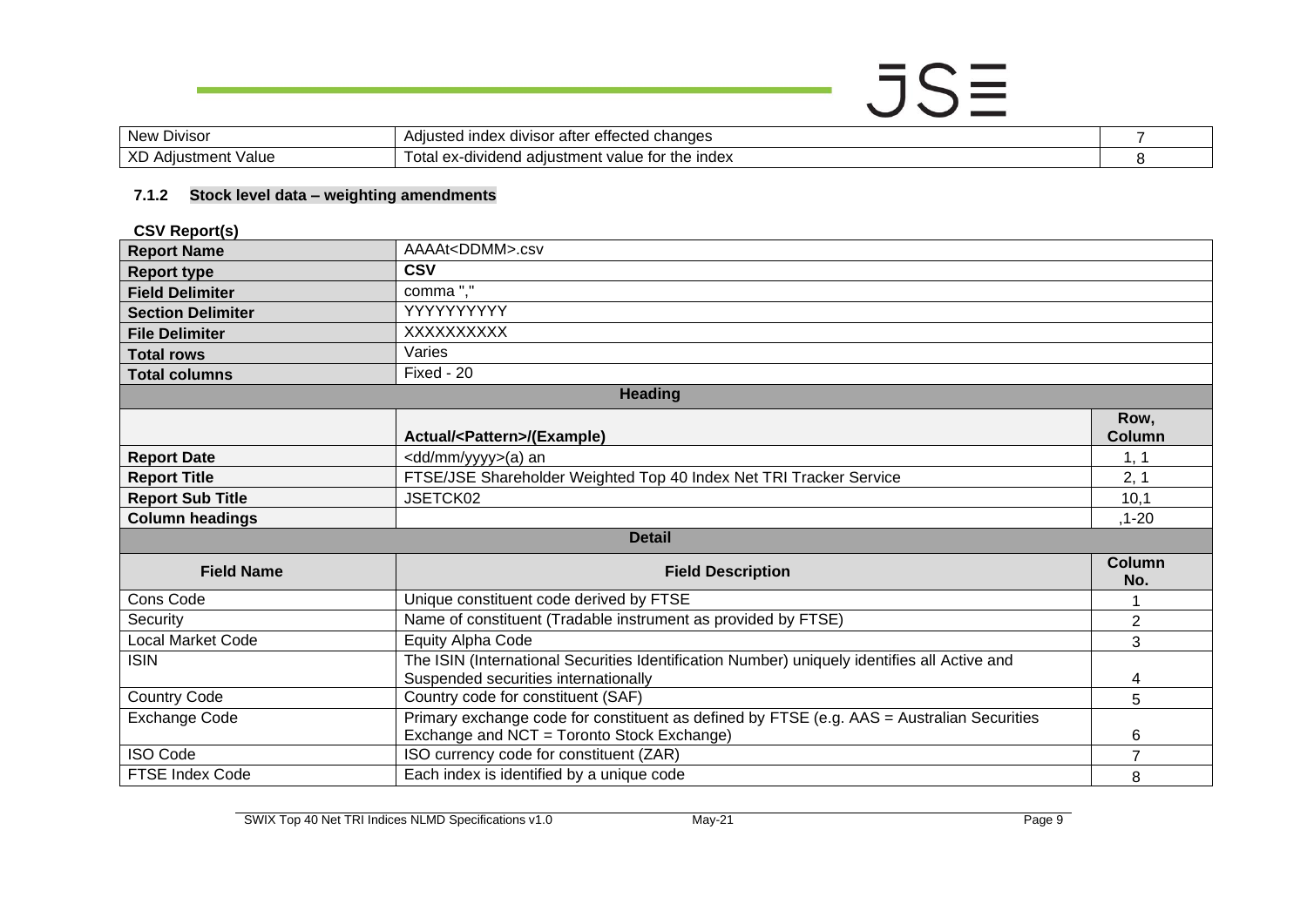| New Divisor | Adjusted index divisor after effected changes | 7 |
|---|---|---|
| XD Adjustment Value | Total ex-dividend adjustment value for the index | 8 |

### 7.1.2 Stock level data – weighting amendments

**CSV Report(s)**

| **Report Name** | AAAAt<DDMM>.csv | |
|---|---|---|
| **Report type** | **CSV** | |
| **Field Delimiter** | comma "," | |
| **Section Delimiter** | YYYYYYYYYY | |
| **File Delimiter** | XXXXXXXXXX | |
| **Total rows** | Varies | |
| **Total columns** | Fixed - 20 | |
| **Heading** | | |
| | **Actual/<Pattern>/(Example)** | **Row, Column** |
| **Report Date** | <dd/mm/yyyy>(a) an | 1, 1 |
| **Report Title** | FTSE/JSE Shareholder Weighted Top 40 Index Net TRI Tracker Service | 2, 1 |
| **Report Sub Title** | JSETCK02 | 10,1 |
| **Column headings** | | ,1-20 |
| **Detail** | | |
| **Field Name** | **Field Description** | **Column No.** |
| Cons Code | Unique constituent code derived by FTSE | 1 |
| Security | Name of constituent (Tradable instrument as provided by FTSE) | 2 |
| Local Market Code | Equity Alpha Code | 3 |
| ISIN | The ISIN (International Securities Identification Number) uniquely identifies all Active and Suspended securities internationally | 4 |
| Country Code | Country code for constituent (SAF) | 5 |
| Exchange Code | Primary exchange code for constituent as defined by FTSE (e.g. AAS = Australian Securities Exchange and NCT = Toronto Stock Exchange) | 6 |
| ISO Code | ISO currency code for constituent (ZAR) | 7 |
| FTSE Index Code | Each index is identified by a unique code | 8 |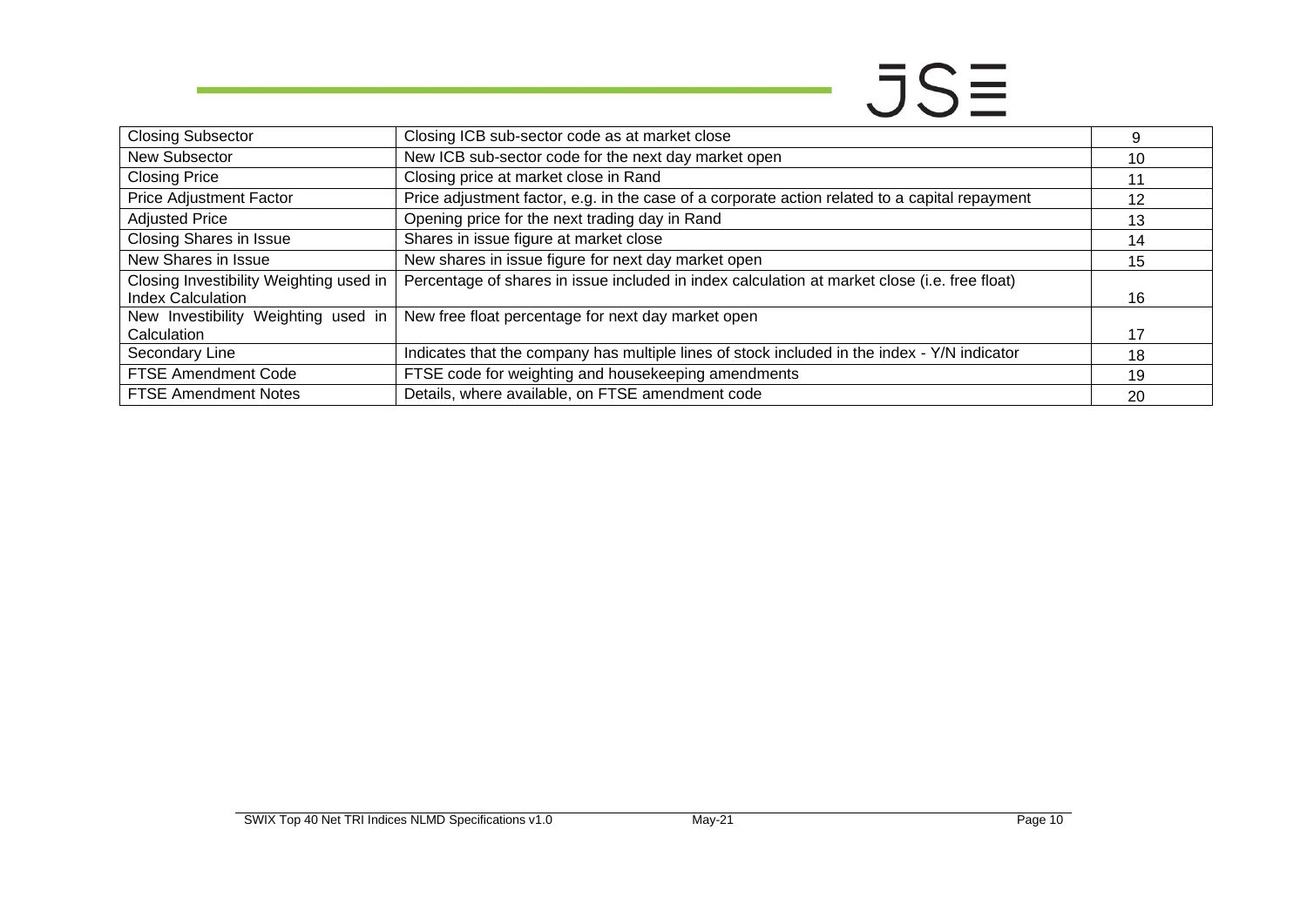| Closing Subsector | Closing ICB sub-sector code as at market close | 9 |
|---|---|---|
| New Subsector | New ICB sub-sector code for the next day market open | 10 |
| Closing Price | Closing price at market close in Rand | 11 |
| Price Adjustment Factor | Price adjustment factor, e.g. in the case of a corporate action related to a capital repayment | 12 |
| Adjusted Price | Opening price for the next trading day in Rand | 13 |
| Closing Shares in Issue | Shares in issue figure at market close | 14 |
| New Shares in Issue | New shares in issue figure for next day market open | 15 |
| Closing Investibility Weighting used in Index Calculation | Percentage of shares in issue included in index calculation at market close (i.e. free float) | 16 |
| New Investibility Weighting used in Calculation | New free float percentage for next day market open | 17 |
| Secondary Line | Indicates that the company has multiple lines of stock included in the index - Y/N indicator | 18 |
| FTSE Amendment Code | FTSE code for weighting and housekeeping amendments | 19 |
| FTSE Amendment Notes | Details, where available, on FTSE amendment code | 20 |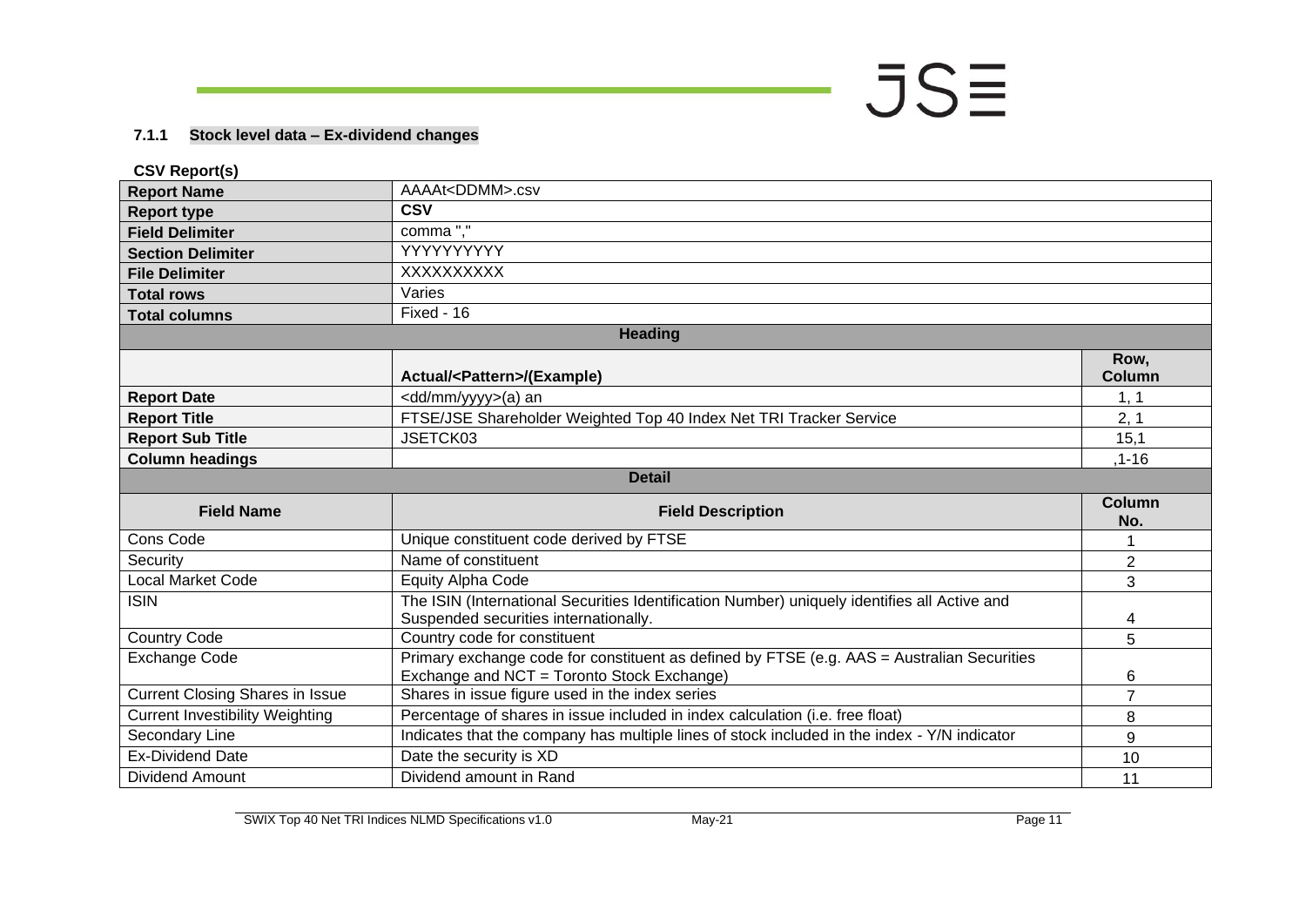### 7.1.1 Stock level data – Ex-dividend changes

**CSV Report(s)**

| **Report Name** | AAAAt<DDMM>.csv | |
|---|---|---|
| **Report type** | **CSV** | |
| **Field Delimiter** | comma "," | |
| **Section Delimiter** | YYYYYYYYYY | |
| **File Delimiter** | XXXXXXXXXX | |
| **Total rows** | Varies | |
| **Total columns** | Fixed - 16 | |
| | **Heading** | |
| | **Actual/<Pattern>/(Example)** | **Row, Column** |
| **Report Date** | <dd/mm/yyyy>(a) an | 1, 1 |
| **Report Title** | FTSE/JSE Shareholder Weighted Top 40 Index Net TRI Tracker Service | 2, 1 |
| **Report Sub Title** | JSETCK03 | 15,1 |
| **Column headings** | | ,1-16 |
| | **Detail** | |
| **Field Name** | **Field Description** | **Column No.** |
| Cons Code | Unique constituent code derived by FTSE | 1 |
| Security | Name of constituent | 2 |
| Local Market Code | Equity Alpha Code | 3 |
| ISIN | The ISIN (International Securities Identification Number) uniquely identifies all Active and Suspended securities internationally. | 4 |
| Country Code | Country code for constituent | 5 |
| Exchange Code | Primary exchange code for constituent as defined by FTSE (e.g. AAS = Australian Securities Exchange and NCT = Toronto Stock Exchange) | 6 |
| Current Closing Shares in Issue | Shares in issue figure used in the index series | 7 |
| Current Investibility Weighting | Percentage of shares in issue included in index calculation (i.e. free float) | 8 |
| Secondary Line | Indicates that the company has multiple lines of stock included in the index - Y/N indicator | 9 |
| Ex-Dividend Date | Date the security is XD | 10 |
| Dividend Amount | Dividend amount in Rand | 11 |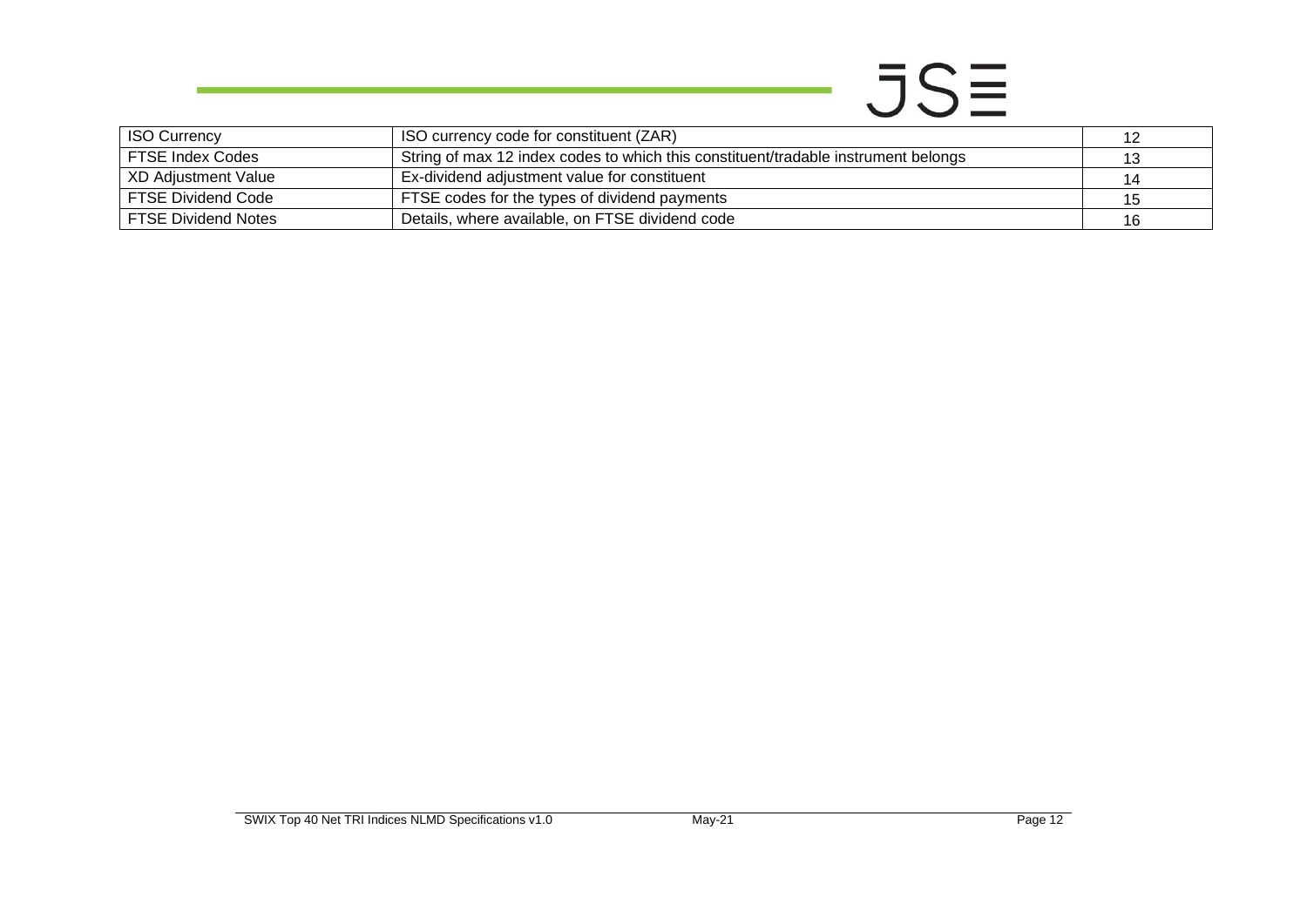| | | |
|---|---|---|
| ISO Currency | ISO currency code for constituent (ZAR) | 12 |
| FTSE Index Codes | String of max 12 index codes to which this constituent/tradable instrument belongs | 13 |
| XD Adjustment Value | Ex-dividend adjustment value for constituent | 14 |
| FTSE Dividend Code | FTSE codes for the types of dividend payments | 15 |
| FTSE Dividend Notes | Details, where available, on FTSE dividend code | 16 |